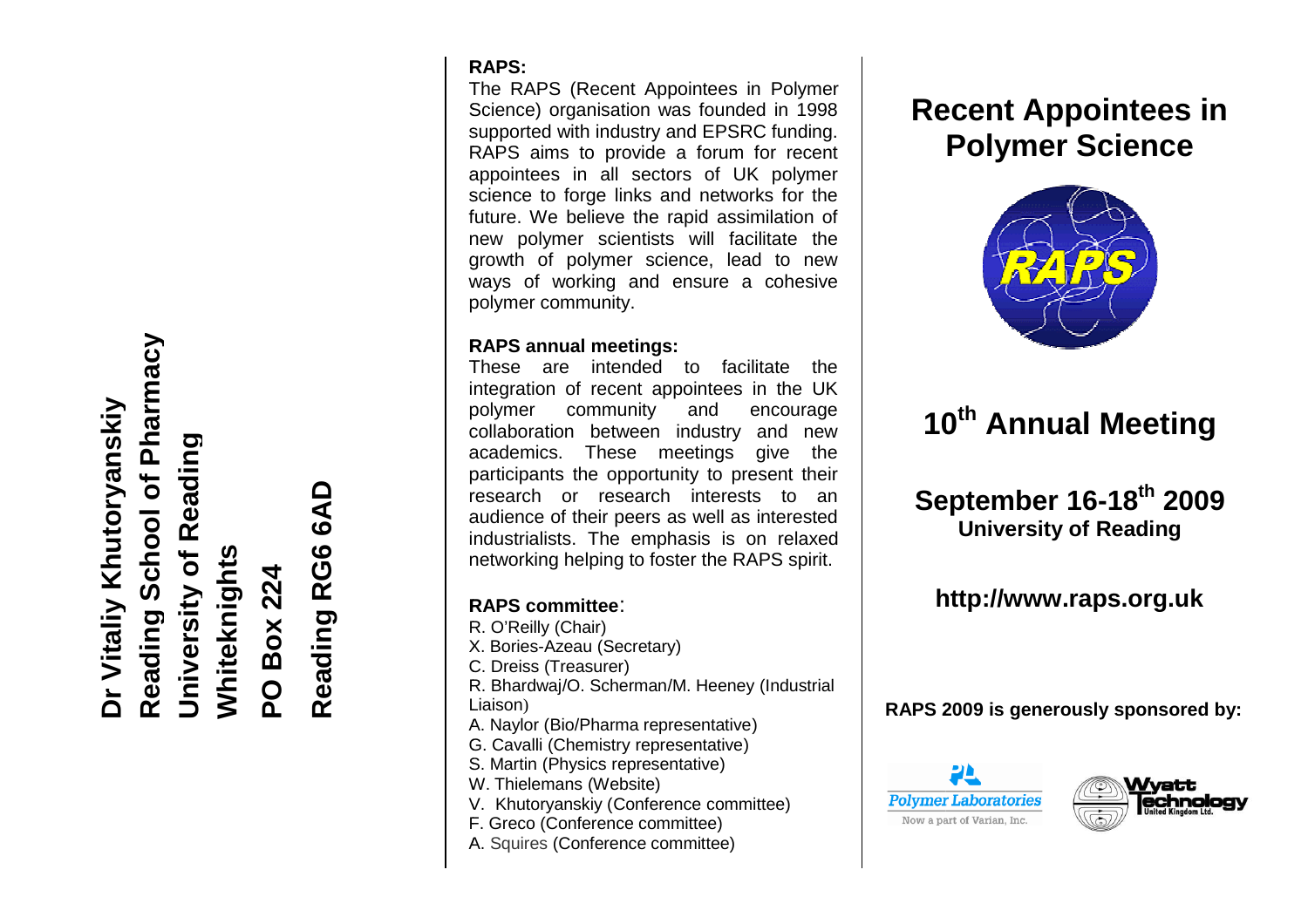**Dr Vitaliy Khutoryanskiy**
**Reading School of Pharmacy**
**University of Reading**
**Whiteknights**
**PO Box 224**
**Reading RG6 6AD**

**RAPS:**

The RAPS (Recent Appointees in Polymer Science) organisation was founded in 1998 supported with industry and EPSRC funding. RAPS aims to provide a forum for recent appointees in all sectors of UK polymer science to forge links and networks for the future. We believe the rapid assimilation of new polymer scientists will facilitate the growth of polymer science, lead to new ways of working and ensure a cohesive polymer community.

**RAPS annual meetings:**

These are intended to facilitate the integration of recent appointees in the UK polymer community and encourage collaboration between industry and new academics. These meetings give the participants the opportunity to present their research or research interests to an audience of their peers as well as interested industrialists. The emphasis is on relaxed networking helping to foster the RAPS spirit.

**RAPS committee**:

R. O'Reilly (Chair)
X. Bories-Azeau (Secretary)
C. Dreiss (Treasurer)
R. Bhardwaj/O. Scherman/M. Heeney (Industrial Liaison)
A. Naylor (Bio/Pharma representative)
G. Cavalli (Chemistry representative)
S. Martin (Physics representative)
W. Thielemans (Website)
V. Khutoryanskiy (Conference committee)
F. Greco (Conference committee)
A. Squires (Conference committee)

# Recent Appointees in Polymer Science

RAPS

## 10th Annual Meeting

## September 16-18th 2009

**University of Reading**

### http://www.raps.org.uk

**RAPS 2009 is generously sponsored by:**

Polymer Laboratories
Now a part of Varian, Inc.

Wyatt Technology United Kingdom Ltd.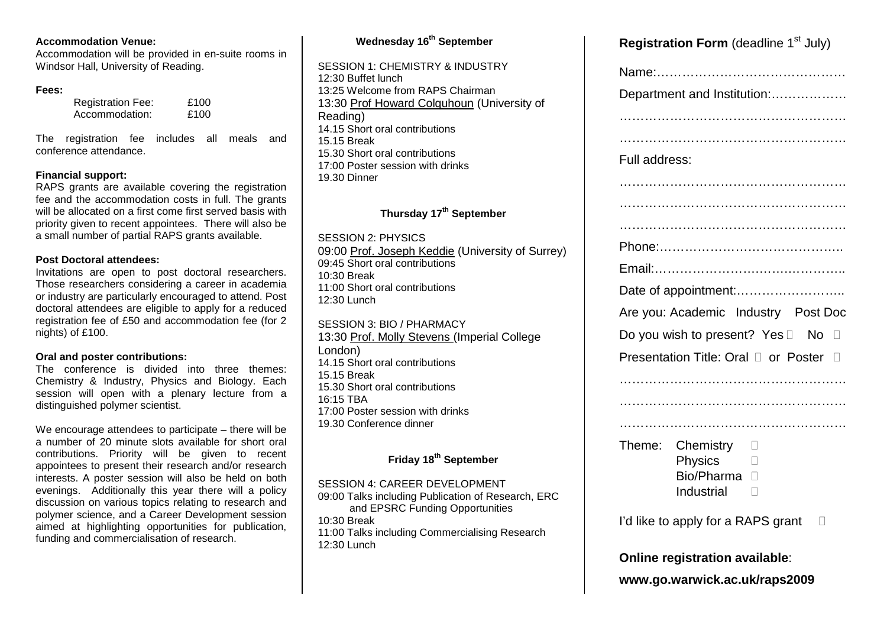**Accommodation Venue:**

Accommodation will be provided in en-suite rooms in Windsor Hall, University of Reading.

**Fees:**

| | |
|---|---|
| Registration Fee: | £100 |
| Accommodation: | £100 |

The registration fee includes all meals and conference attendance.

**Financial support:**

RAPS grants are available covering the registration fee and the accommodation costs in full. The grants will be allocated on a first come first served basis with priority given to recent appointees. There will also be a small number of partial RAPS grants available.

**Post Doctoral attendees:**

Invitations are open to post doctoral researchers. Those researchers considering a career in academia or industry are particularly encouraged to attend. Post doctoral attendees are eligible to apply for a reduced registration fee of £50 and accommodation fee (for 2 nights) of £100.

**Oral and poster contributions:**

The conference is divided into three themes: Chemistry & Industry, Physics and Biology. Each session will open with a plenary lecture from a distinguished polymer scientist.

We encourage attendees to participate – there will be a number of 20 minute slots available for short oral contributions. Priority will be given to recent appointees to present their research and/or research interests. A poster session will also be held on both evenings. Additionally this year there will a policy discussion on various topics relating to research and polymer science, and a Career Development session aimed at highlighting opportunities for publication, funding and commercialisation of research.

**Wednesday 16th September**

SESSION 1: CHEMISTRY & INDUSTRY
12:30 Buffet lunch
13:25 Welcome from RAPS Chairman
13:30 Prof Howard Colquhoun (University of Reading)
14.15 Short oral contributions
15.15 Break
15.30 Short oral contributions
17:00 Poster session with drinks
19.30 Dinner

**Thursday 17th September**

SESSION 2: PHYSICS
09:00 Prof. Joseph Keddie (University of Surrey)
09:45 Short oral contributions
10:30 Break
11:00 Short oral contributions
12:30 Lunch

SESSION 3: BIO / PHARMACY
13:30 Prof. Molly Stevens (Imperial College London)
14.15 Short oral contributions
15.15 Break
15.30 Short oral contributions
16:15 TBA
17:00 Poster session with drinks
19.30 Conference dinner

**Friday 18th September**

SESSION 4: CAREER DEVELOPMENT
09:00 Talks including Publication of Research, ERC and EPSRC Funding Opportunities
10:30 Break
11:00 Talks including Commercialising Research
12:30 Lunch

**Registration Form** (deadline 1st July)

Name:………………………………………

Department and Institution:………………

………………………………………………

………………………………………………

Full address:

………………………………………………

………………………………………………

………………………………………………

Phone:……………………………………..

Email:……………………………………..

Date of appointment:……………………..

Are you: Academic Industry Post Doc

Do you wish to present? Yes ☐ No ☐

Presentation Title: Oral ☐ or Poster ☐

………………………………………………

………………………………………………

………………………………………………

Theme: Chemistry ☐
Physics ☐
Bio/Pharma ☐
Industrial ☐

I'd like to apply for a RAPS grant ☐

**Online registration available**:

**www.go.warwick.ac.uk/raps2009**